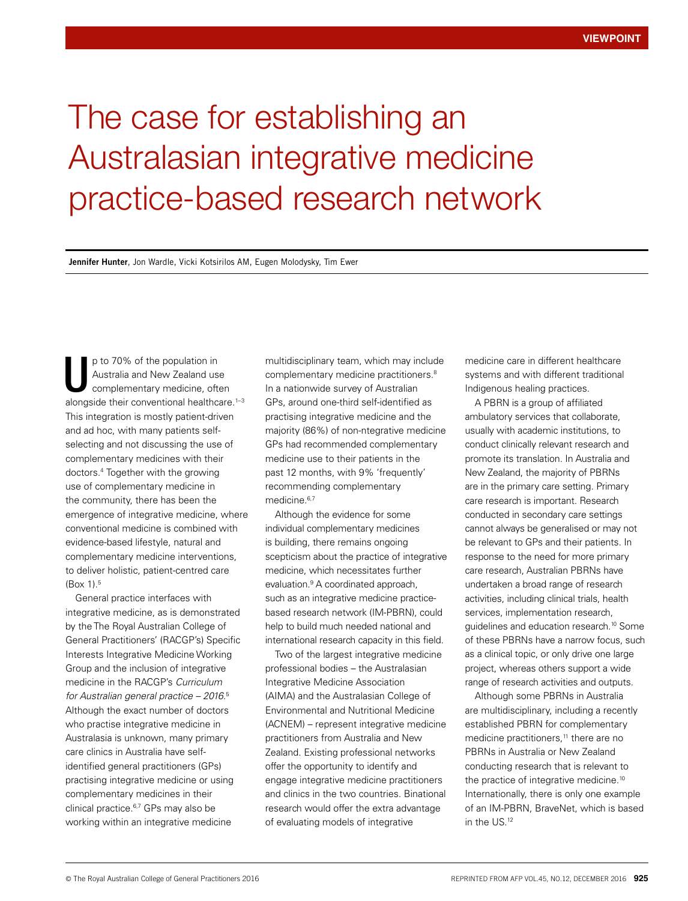# The case for establishing an Australasian integrative medicine practice-based research network

**Jennifer Hunter**, Jon Wardle, Vicki Kotsirilos AM, Eugen Molodysky, Tim Ewer

Up to 70% of the population in Australia and New Zealand use complementary medicine, often alongside their conventional healthcare.[1–3] This integration is mostly patient-driven and ad hoc, with many patients self-selecting and not discussing the use of complementary medicines with their doctors.[4] Together with the growing use of complementary medicine in the community, there has been the emergence of integrative medicine, where conventional medicine is combined with evidence-based lifestyle, natural and complementary medicine interventions, to deliver holistic, patient-centred care (Box 1).[5]

General practice interfaces with integrative medicine, as is demonstrated by the The Royal Australian College of General Practitioners' (RACGP's) Specific Interests Integrative Medicine Working Group and the inclusion of integrative medicine in the RACGP's *Curriculum for Australian general practice – 2016*.[5] Although the exact number of doctors who practise integrative medicine in Australasia is unknown, many primary care clinics in Australia have self-identified general practitioners (GPs) practising integrative medicine or using complementary medicines in their clinical practice.[6,7] GPs may also be working within an integrative medicine multidisciplinary team, which may include complementary medicine practitioners.[8] In a nationwide survey of Australian GPs, around one-third self-identified as practising integrative medicine and the majority (86%) of non-ntegrative medicine GPs had recommended complementary medicine use to their patients in the past 12 months, with 9% 'frequently' recommending complementary medicine.[6,7]

Although the evidence for some individual complementary medicines is building, there remains ongoing scepticism about the practice of integrative medicine, which necessitates further evaluation.[9] A coordinated approach, such as an integrative medicine practice-based research network (IM-PBRN), could help to build much needed national and international research capacity in this field.

Two of the largest integrative medicine professional bodies – the Australasian Integrative Medicine Association (AIMA) and the Australasian College of Environmental and Nutritional Medicine (ACNEM) – represent integrative medicine practitioners from Australia and New Zealand. Existing professional networks offer the opportunity to identify and engage integrative medicine practitioners and clinics in the two countries. Binational research would offer the extra advantage of evaluating models of integrative medicine care in different healthcare systems and with different traditional Indigenous healing practices.

A PBRN is a group of affiliated ambulatory services that collaborate, usually with academic institutions, to conduct clinically relevant research and promote its translation. In Australia and New Zealand, the majority of PBRNs are in the primary care setting. Primary care research is important. Research conducted in secondary care settings cannot always be generalised or may not be relevant to GPs and their patients. In response to the need for more primary care research, Australian PBRNs have undertaken a broad range of research activities, including clinical trials, health services, implementation research, guidelines and education research.[10] Some of these PBRNs have a narrow focus, such as a clinical topic, or only drive one large project, whereas others support a wide range of research activities and outputs.

Although some PBRNs in Australia are multidisciplinary, including a recently established PBRN for complementary medicine practitioners,[11] there are no PBRNs in Australia or New Zealand conducting research that is relevant to the practice of integrative medicine.[10] Internationally, there is only one example of an IM-PBRN, BraveNet, which is based in the US.[12]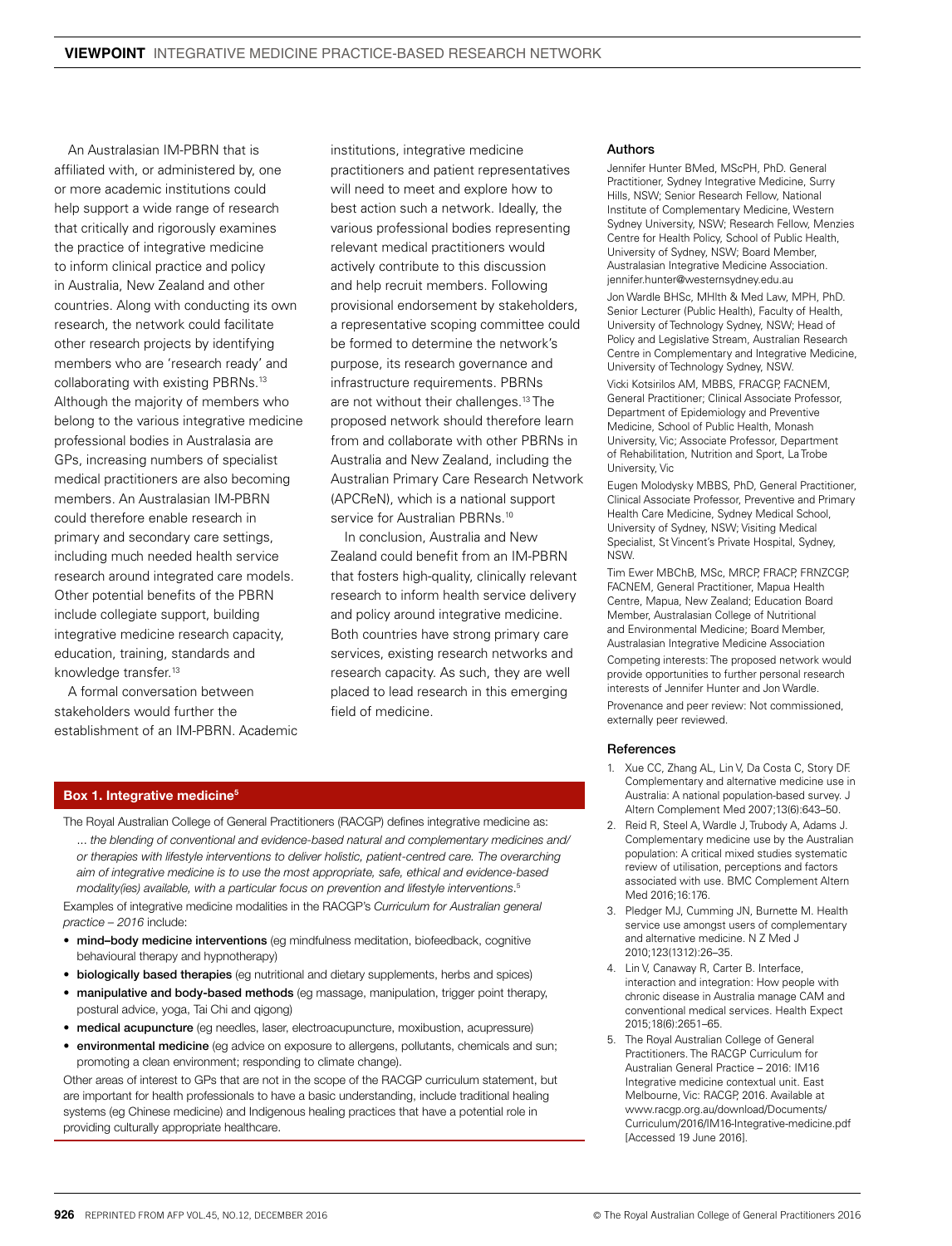An Australasian IM-PBRN that is affiliated with, or administered by, one or more academic institutions could help support a wide range of research that critically and rigorously examines the practice of integrative medicine to inform clinical practice and policy in Australia, New Zealand and other countries. Along with conducting its own research, the network could facilitate other research projects by identifying members who are 'research ready' and collaborating with existing PBRNs.[13] Although the majority of members who belong to the various integrative medicine professional bodies in Australasia are GPs, increasing numbers of specialist medical practitioners are also becoming members. An Australasian IM-PBRN could therefore enable research in primary and secondary care settings, including much needed health service research around integrated care models. Other potential benefits of the PBRN include collegiate support, building integrative medicine research capacity, education, training, standards and knowledge transfer.[13]

A formal conversation between stakeholders would further the establishment of an IM-PBRN. Academic institutions, integrative medicine practitioners and patient representatives will need to meet and explore how to best action such a network. Ideally, the various professional bodies representing relevant medical practitioners would actively contribute to this discussion and help recruit members. Following provisional endorsement by stakeholders, a representative scoping committee could be formed to determine the network's purpose, its research governance and infrastructure requirements. PBRNs are not without their challenges.[13] The proposed network should therefore learn from and collaborate with other PBRNs in Australia and New Zealand, including the Australian Primary Care Research Network (APCReN), which is a national support service for Australian PBRNs.[10]

In conclusion, Australia and New Zealand could benefit from an IM-PBRN that fosters high-quality, clinically relevant research to inform health service delivery and policy around integrative medicine. Both countries have strong primary care services, existing research networks and research capacity. As such, they are well placed to lead research in this emerging field of medicine.

### Box 1. Integrative medicine[5]

The Royal Australian College of General Practitioners (RACGP) defines integrative medicine as:

*... the blending of conventional and evidence-based natural and complementary medicines and/or therapies with lifestyle interventions to deliver holistic, patient-centred care. The overarching aim of integrative medicine is to use the most appropriate, safe, ethical and evidence-based modality(ies) available, with a particular focus on prevention and lifestyle interventions.*[5]

Examples of integrative medicine modalities in the RACGP's *Curriculum for Australian general practice – 2016* include:

- **mind–body medicine interventions** (eg mindfulness meditation, biofeedback, cognitive behavioural therapy and hypnotherapy)
- **biologically based therapies** (eg nutritional and dietary supplements, herbs and spices)
- **manipulative and body-based methods** (eg massage, manipulation, trigger point therapy, postural advice, yoga, Tai Chi and qigong)
- **medical acupuncture** (eg needles, laser, electroacupuncture, moxibustion, acupressure)
- **environmental medicine** (eg advice on exposure to allergens, pollutants, chemicals and sun; promoting a clean environment; responding to climate change).

Other areas of interest to GPs that are not in the scope of the RACGP curriculum statement, but are important for health professionals to have a basic understanding, include traditional healing systems (eg Chinese medicine) and Indigenous healing practices that have a potential role in providing culturally appropriate healthcare.

### Authors

Jennifer Hunter BMed, MScPH, PhD. General Practitioner, Sydney Integrative Medicine, Surry Hills, NSW; Senior Research Fellow, National Institute of Complementary Medicine, Western Sydney University, NSW; Research Fellow, Menzies Centre for Health Policy, School of Public Health, University of Sydney, NSW; Board Member, Australasian Integrative Medicine Association. jennifer.hunter@westernsydney.edu.au

Jon Wardle BHSc, MHlth & Med Law, MPH, PhD. Senior Lecturer (Public Health), Faculty of Health, University of Technology Sydney, NSW; Head of Policy and Legislative Stream, Australian Research Centre in Complementary and Integrative Medicine, University of Technology Sydney, NSW.

Vicki Kotsirilos AM, MBBS, FRACGP, FACNEM, General Practitioner; Clinical Associate Professor, Department of Epidemiology and Preventive Medicine, School of Public Health, Monash University, Vic; Associate Professor, Department of Rehabilitation, Nutrition and Sport, La Trobe University, Vic

Eugen Molodysky MBBS, PhD, General Practitioner, Clinical Associate Professor, Preventive and Primary Health Care Medicine, Sydney Medical School, University of Sydney, NSW; Visiting Medical Specialist, St Vincent's Private Hospital, Sydney, NSW.

Tim Ewer MBChB, MSc, MRCP, FRACP, FRNZCGP, FACNEM, General Practitioner, Mapua Health Centre, Mapua, New Zealand; Education Board Member, Australasian College of Nutritional and Environmental Medicine; Board Member, Australasian Integrative Medicine Association

Competing interests: The proposed network would provide opportunities to further personal research interests of Jennifer Hunter and Jon Wardle.

Provenance and peer review: Not commissioned, externally peer reviewed.

### References

1. Xue CC, Zhang AL, Lin V, Da Costa C, Story DF. Complementary and alternative medicine use in Australia: A national population-based survey. J Altern Complement Med 2007;13(6):643–50.
2. Reid R, Steel A, Wardle J, Trubody A, Adams J. Complementary medicine use by the Australian population: A critical mixed studies systematic review of utilisation, perceptions and factors associated with use. BMC Complement Altern Med 2016;16:176.
3. Pledger MJ, Cumming JN, Burnette M. Health service use amongst users of complementary and alternative medicine. N Z Med J 2010;123(1312):26–35.
4. Lin V, Canaway R, Carter B. Interface, interaction and integration: How people with chronic disease in Australia manage CAM and conventional medical services. Health Expect 2015;18(6):2651–65.
5. The Royal Australian College of General Practitioners. The RACGP Curriculum for Australian General Practice – 2016: IM16 Integrative medicine contextual unit. East Melbourne, Vic: RACGP, 2016. Available at www.racgp.org.au/download/Documents/Curriculum/2016/IM16-Integrative-medicine.pdf [Accessed 19 June 2016].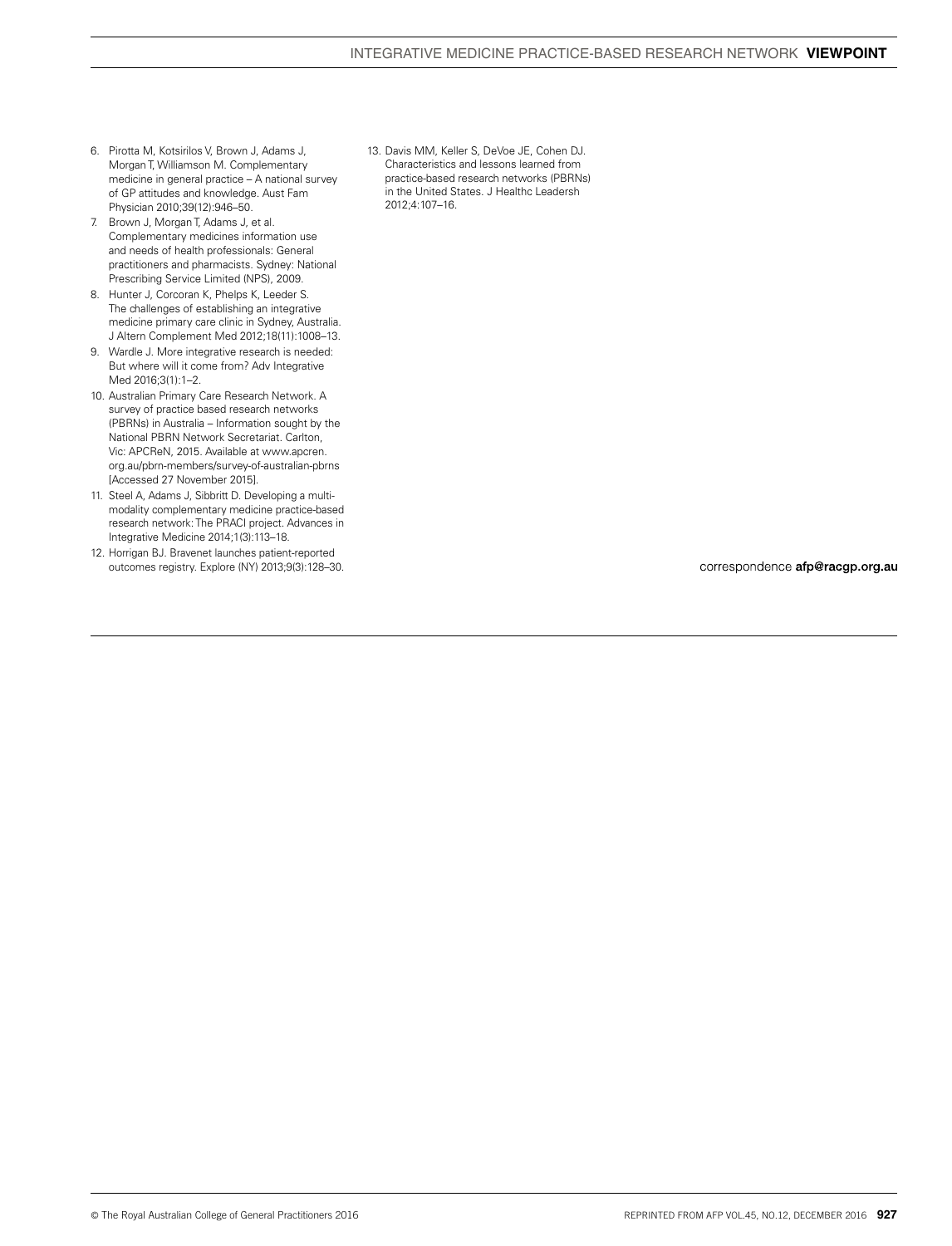6. Pirotta M, Kotsirilos V, Brown J, Adams J, Morgan T, Williamson M. Complementary medicine in general practice – A national survey of GP attitudes and knowledge. Aust Fam Physician 2010;39(12):946–50.
7. Brown J, Morgan T, Adams J, et al. Complementary medicines information use and needs of health professionals: General practitioners and pharmacists. Sydney: National Prescribing Service Limited (NPS), 2009.
8. Hunter J, Corcoran K, Phelps K, Leeder S. The challenges of establishing an integrative medicine primary care clinic in Sydney, Australia. J Altern Complement Med 2012;18(11):1008–13.
9. Wardle J. More integrative research is needed: But where will it come from? Adv Integrative Med 2016;3(1):1–2.
10. Australian Primary Care Research Network. A survey of practice based research networks (PBRNs) in Australia – Information sought by the National PBRN Network Secretariat. Carlton, Vic: APCReN, 2015. Available at www.apcren.org.au/pbrn-members/survey-of-australian-pbrns [Accessed 27 November 2015].
11. Steel A, Adams J, Sibbritt D. Developing a multi-modality complementary medicine practice-based research network: The PRACI project. Advances in Integrative Medicine 2014;1(3):113–18.
12. Horrigan BJ. Bravenet launches patient-reported outcomes registry. Explore (NY) 2013;9(3):128–30.
13. Davis MM, Keller S, DeVoe JE, Cohen DJ. Characteristics and lessons learned from practice-based research networks (PBRNs) in the United States. J Healthc Leadersh 2012;4:107–16.

correspondence **afp@racgp.org.au**